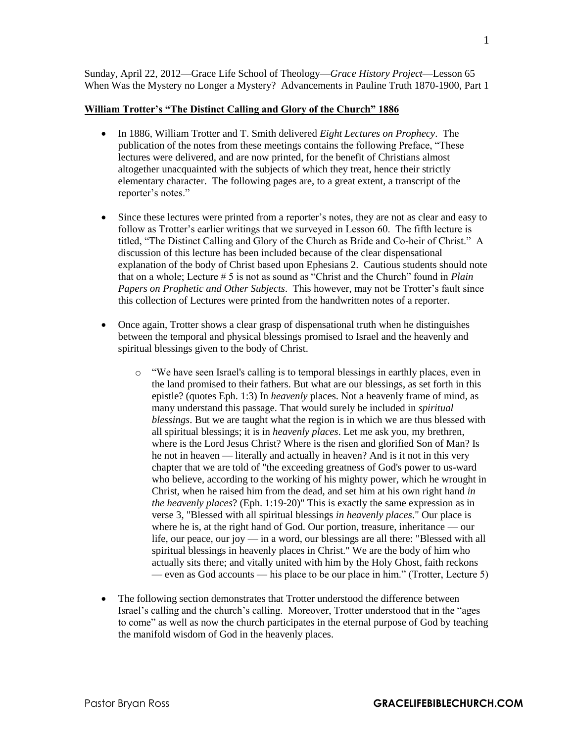Sunday, April 22, 2012—Grace Life School of Theology—*Grace History Project*—Lesson 65
When Was the Mystery no Longer a Mystery? Advancements in Pauline Truth 1870-1900, Part 1

## William Trotter's "The Distinct Calling and Glory of the Church" 1886

- In 1886, William Trotter and T. Smith delivered *Eight Lectures on Prophecy*. The publication of the notes from these meetings contains the following Preface, "These lectures were delivered, and are now printed, for the benefit of Christians almost altogether unacquainted with the subjects of which they treat, hence their strictly elementary character. The following pages are, to a great extent, a transcript of the reporter's notes."

- Since these lectures were printed from a reporter's notes, they are not as clear and easy to follow as Trotter's earlier writings that we surveyed in Lesson 60. The fifth lecture is titled, "The Distinct Calling and Glory of the Church as Bride and Co-heir of Christ." A discussion of this lecture has been included because of the clear dispensational explanation of the body of Christ based upon Ephesians 2. Cautious students should note that on a whole; Lecture # 5 is not as sound as "Christ and the Church" found in *Plain Papers on Prophetic and Other Subjects*. This however, may not be Trotter's fault since this collection of Lectures were printed from the handwritten notes of a reporter.

- Once again, Trotter shows a clear grasp of dispensational truth when he distinguishes between the temporal and physical blessings promised to Israel and the heavenly and spiritual blessings given to the body of Christ.

    - "We have seen Israel's calling is to temporal blessings in earthly places, even in the land promised to their fathers. But what are our blessings, as set forth in this epistle? (quotes Eph. 1:3) In *heavenly* places. Not a heavenly frame of mind, as many understand this passage. That would surely be included in *spiritual blessings*. But we are taught what the region is in which we are thus blessed with all spiritual blessings; it is in *heavenly places*. Let me ask you, my brethren, where is the Lord Jesus Christ? Where is the risen and glorified Son of Man? Is he not in heaven — literally and actually in heaven? And is it not in this very chapter that we are told of "the exceeding greatness of God's power to us-ward who believe, according to the working of his mighty power, which he wrought in Christ, when he raised him from the dead, and set him at his own right hand *in the heavenly places*? (Eph. 1:19-20)" This is exactly the same expression as in verse 3, "Blessed with all spiritual blessings *in heavenly places*." Our place is where he is, at the right hand of God. Our portion, treasure, inheritance — our life, our peace, our joy — in a word, our blessings are all there: "Blessed with all spiritual blessings in heavenly places in Christ." We are the body of him who actually sits there; and vitally united with him by the Holy Ghost, faith reckons — even as God accounts — his place to be our place in him." (Trotter, Lecture 5)

- The following section demonstrates that Trotter understood the difference between Israel's calling and the church's calling. Moreover, Trotter understood that in the "ages to come" as well as now the church participates in the eternal purpose of God by teaching the manifold wisdom of God in the heavenly places.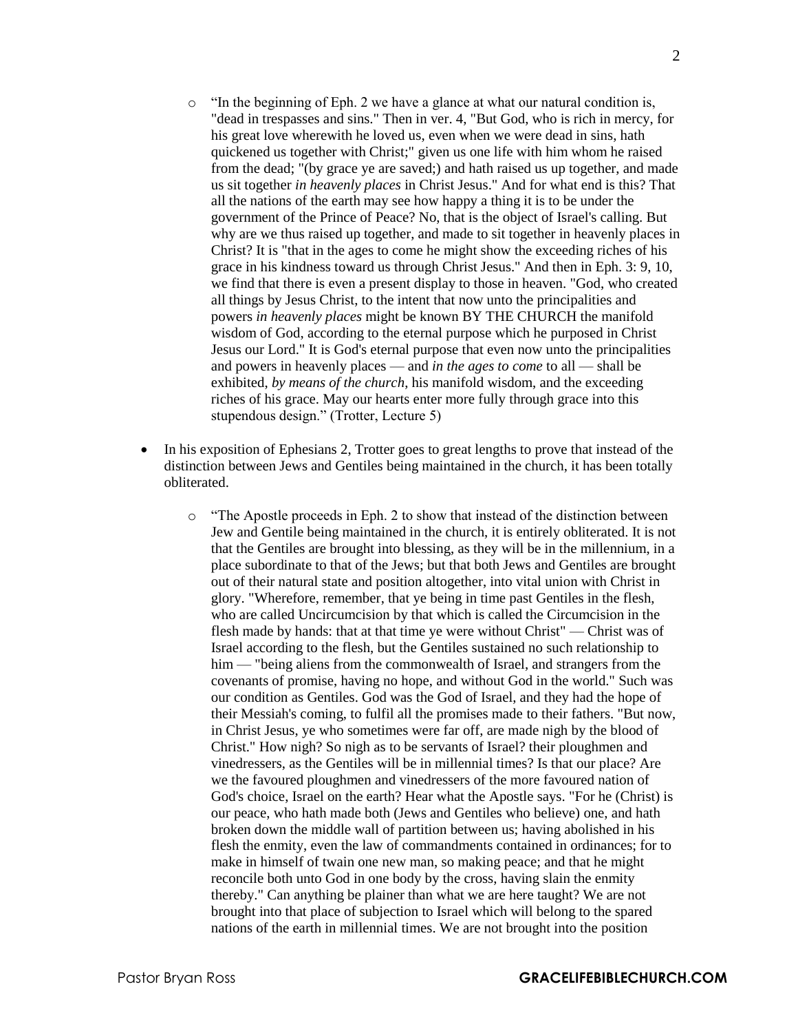- "In the beginning of Eph. 2 we have a glance at what our natural condition is, "dead in trespasses and sins." Then in ver. 4, "But God, who is rich in mercy, for his great love wherewith he loved us, even when we were dead in sins, hath quickened us together with Christ;" given us one life with him whom he raised from the dead; "(by grace ye are saved;) and hath raised us up together, and made us sit together *in heavenly places* in Christ Jesus." And for what end is this? That all the nations of the earth may see how happy a thing it is to be under the government of the Prince of Peace? No, that is the object of Israel's calling. But why are we thus raised up together, and made to sit together in heavenly places in Christ? It is "that in the ages to come he might show the exceeding riches of his grace in his kindness toward us through Christ Jesus." And then in Eph. 3: 9, 10, we find that there is even a present display to those in heaven. "God, who created all things by Jesus Christ, to the intent that now unto the principalities and powers *in heavenly places* might be known BY THE CHURCH the manifold wisdom of God, according to the eternal purpose which he purposed in Christ Jesus our Lord." It is God's eternal purpose that even now unto the principalities and powers in heavenly places — and *in the ages to come* to all — shall be exhibited, *by means of the church*, his manifold wisdom, and the exceeding riches of his grace. May our hearts enter more fully through grace into this stupendous design." (Trotter, Lecture 5)

- In his exposition of Ephesians 2, Trotter goes to great lengths to prove that instead of the distinction between Jews and Gentiles being maintained in the church, it has been totally obliterated.

  - "The Apostle proceeds in Eph. 2 to show that instead of the distinction between Jew and Gentile being maintained in the church, it is entirely obliterated. It is not that the Gentiles are brought into blessing, as they will be in the millennium, in a place subordinate to that of the Jews; but that both Jews and Gentiles are brought out of their natural state and position altogether, into vital union with Christ in glory. "Wherefore, remember, that ye being in time past Gentiles in the flesh, who are called Uncircumcision by that which is called the Circumcision in the flesh made by hands: that at that time ye were without Christ" — Christ was of Israel according to the flesh, but the Gentiles sustained no such relationship to him — "being aliens from the commonwealth of Israel, and strangers from the covenants of promise, having no hope, and without God in the world." Such was our condition as Gentiles. God was the God of Israel, and they had the hope of their Messiah's coming, to fulfil all the promises made to their fathers. "But now, in Christ Jesus, ye who sometimes were far off, are made nigh by the blood of Christ." How nigh? So nigh as to be servants of Israel? their ploughmen and vinedressers, as the Gentiles will be in millennial times? Is that our place? Are we the favoured ploughmen and vinedressers of the more favoured nation of God's choice, Israel on the earth? Hear what the Apostle says. "For he (Christ) is our peace, who hath made both (Jews and Gentiles who believe) one, and hath broken down the middle wall of partition between us; having abolished in his flesh the enmity, even the law of commandments contained in ordinances; for to make in himself of twain one new man, so making peace; and that he might reconcile both unto God in one body by the cross, having slain the enmity thereby." Can anything be plainer than what we are here taught? We are not brought into that place of subjection to Israel which will belong to the spared nations of the earth in millennial times. We are not brought into the position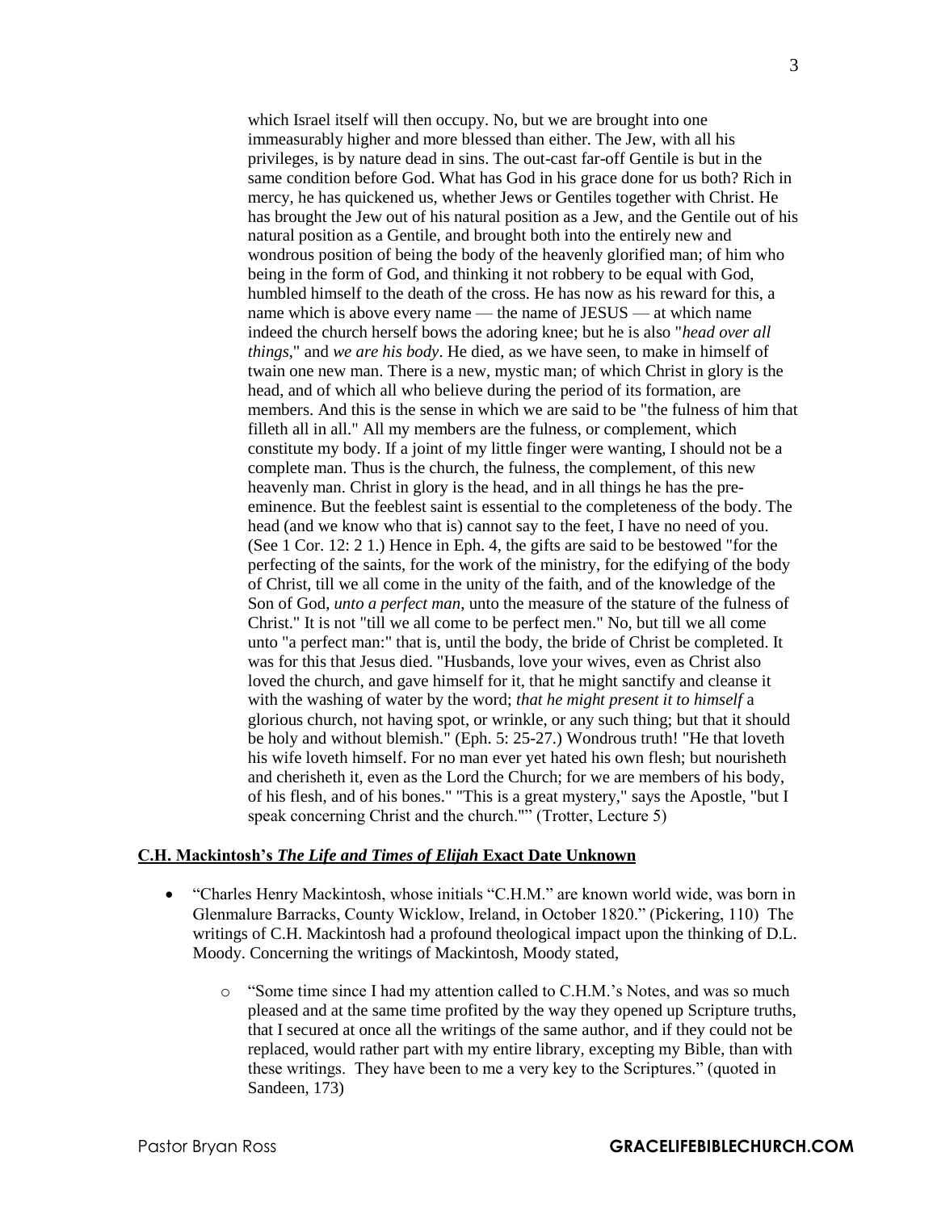which Israel itself will then occupy. No, but we are brought into one immeasurably higher and more blessed than either. The Jew, with all his privileges, is by nature dead in sins. The out-cast far-off Gentile is but in the same condition before God. What has God in his grace done for us both? Rich in mercy, he has quickened us, whether Jews or Gentiles together with Christ. He has brought the Jew out of his natural position as a Jew, and the Gentile out of his natural position as a Gentile, and brought both into the entirely new and wondrous position of being the body of the heavenly glorified man; of him who being in the form of God, and thinking it not robbery to be equal with God, humbled himself to the death of the cross. He has now as his reward for this, a name which is above every name — the name of JESUS — at which name indeed the church herself bows the adoring knee; but he is also "*head over all things*," and *we are his body*. He died, as we have seen, to make in himself of twain one new man. There is a new, mystic man; of which Christ in glory is the head, and of which all who believe during the period of its formation, are members. And this is the sense in which we are said to be "the fulness of him that filleth all in all." All my members are the fulness, or complement, which constitute my body. If a joint of my little finger were wanting, I should not be a complete man. Thus is the church, the fulness, the complement, of this new heavenly man. Christ in glory is the head, and in all things he has the pre-eminence. But the feeblest saint is essential to the completeness of the body. The head (and we know who that is) cannot say to the feet, I have no need of you. (See 1 Cor. 12: 2 1.) Hence in Eph. 4, the gifts are said to be bestowed "for the perfecting of the saints, for the work of the ministry, for the edifying of the body of Christ, till we all come in the unity of the faith, and of the knowledge of the Son of God, *unto a perfect man*, unto the measure of the stature of the fulness of Christ." It is not "till we all come to be perfect men." No, but till we all come unto "a perfect man:" that is, until the body, the bride of Christ be completed. It was for this that Jesus died. "Husbands, love your wives, even as Christ also loved the church, and gave himself for it, that he might sanctify and cleanse it with the washing of water by the word; *that he might present it to himself* a glorious church, not having spot, or wrinkle, or any such thing; but that it should be holy and without blemish." (Eph. 5: 25-27.) Wondrous truth! "He that loveth his wife loveth himself. For no man ever yet hated his own flesh; but nourisheth and cherisheth it, even as the Lord the Church; for we are members of his body, of his flesh, and of his bones." "This is a great mystery," says the Apostle, "but I speak concerning Christ and the church."" (Trotter, Lecture 5)

**C.H. Mackintosh's *The Life and Times of Elijah* Exact Date Unknown**

- "Charles Henry Mackintosh, whose initials "C.H.M." are known world wide, was born in Glenmalure Barracks, County Wicklow, Ireland, in October 1820." (Pickering, 110) The writings of C.H. Mackintosh had a profound theological impact upon the thinking of D.L. Moody. Concerning the writings of Mackintosh, Moody stated,
    - "Some time since I had my attention called to C.H.M.'s Notes, and was so much pleased and at the same time profited by the way they opened up Scripture truths, that I secured at once all the writings of the same author, and if they could not be replaced, would rather part with my entire library, excepting my Bible, than with these writings. They have been to me a very key to the Scriptures." (quoted in Sandeen, 173)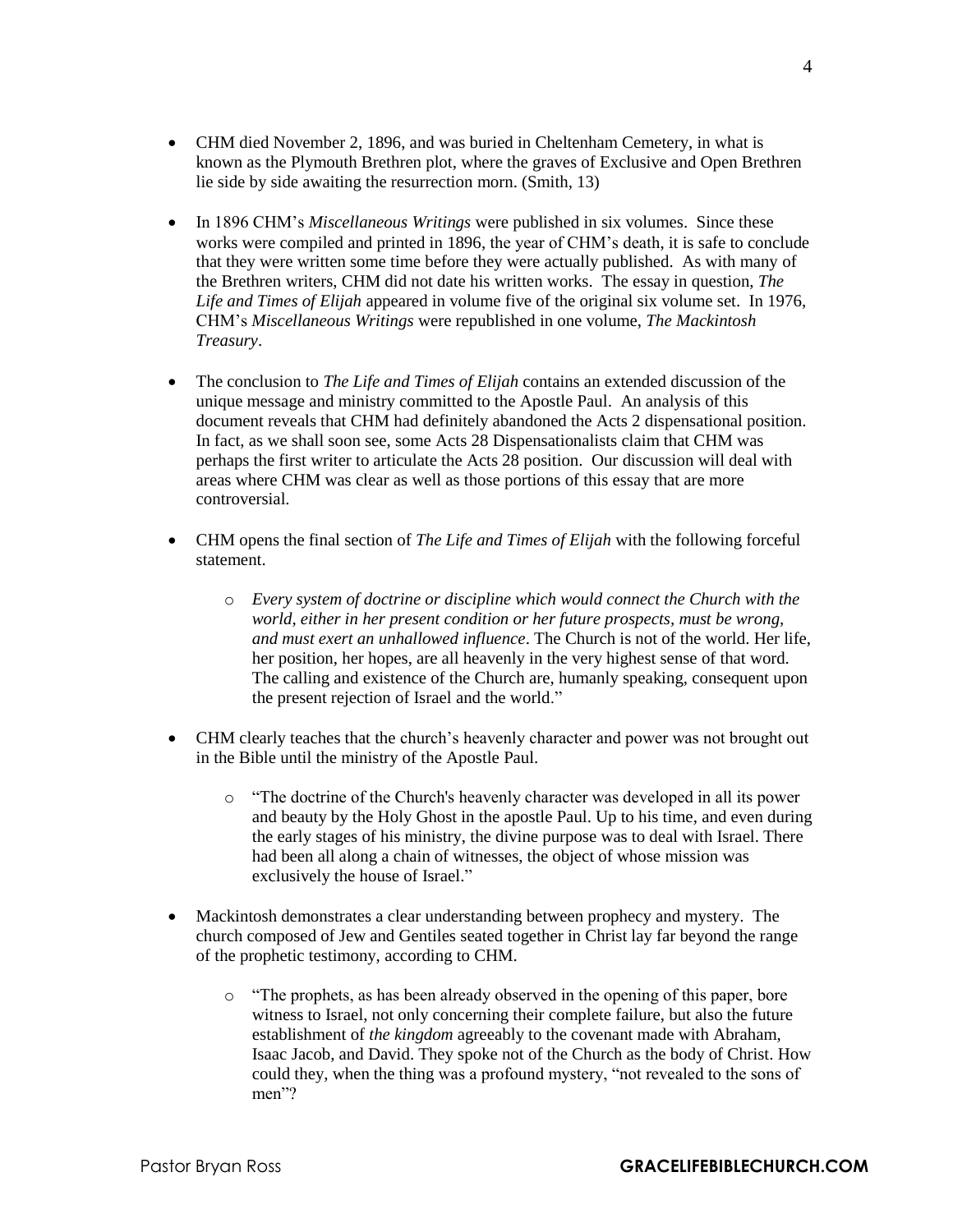- CHM died November 2, 1896, and was buried in Cheltenham Cemetery, in what is known as the Plymouth Brethren plot, where the graves of Exclusive and Open Brethren lie side by side awaiting the resurrection morn. (Smith, 13)

- In 1896 CHM's *Miscellaneous Writings* were published in six volumes. Since these works were compiled and printed in 1896, the year of CHM's death, it is safe to conclude that they were written some time before they were actually published. As with many of the Brethren writers, CHM did not date his written works. The essay in question, *The Life and Times of Elijah* appeared in volume five of the original six volume set. In 1976, CHM's *Miscellaneous Writings* were republished in one volume, *The Mackintosh Treasury*.

- The conclusion to *The Life and Times of Elijah* contains an extended discussion of the unique message and ministry committed to the Apostle Paul. An analysis of this document reveals that CHM had definitely abandoned the Acts 2 dispensational position. In fact, as we shall soon see, some Acts 28 Dispensationalists claim that CHM was perhaps the first writer to articulate the Acts 28 position. Our discussion will deal with areas where CHM was clear as well as those portions of this essay that are more controversial.

- CHM opens the final section of *The Life and Times of Elijah* with the following forceful statement.

    - *Every system of doctrine or discipline which would connect the Church with the world, either in her present condition or her future prospects, must be wrong, and must exert an unhallowed influence*. The Church is not of the world. Her life, her position, her hopes, are all heavenly in the very highest sense of that word. The calling and existence of the Church are, humanly speaking, consequent upon the present rejection of Israel and the world."

- CHM clearly teaches that the church's heavenly character and power was not brought out in the Bible until the ministry of the Apostle Paul.

    - "The doctrine of the Church's heavenly character was developed in all its power and beauty by the Holy Ghost in the apostle Paul. Up to his time, and even during the early stages of his ministry, the divine purpose was to deal with Israel. There had been all along a chain of witnesses, the object of whose mission was exclusively the house of Israel."

- Mackintosh demonstrates a clear understanding between prophecy and mystery. The church composed of Jew and Gentiles seated together in Christ lay far beyond the range of the prophetic testimony, according to CHM.

    - "The prophets, as has been already observed in the opening of this paper, bore witness to Israel, not only concerning their complete failure, but also the future establishment of *the kingdom* agreeably to the covenant made with Abraham, Isaac Jacob, and David. They spoke not of the Church as the body of Christ. How could they, when the thing was a profound mystery, "not revealed to the sons of men"?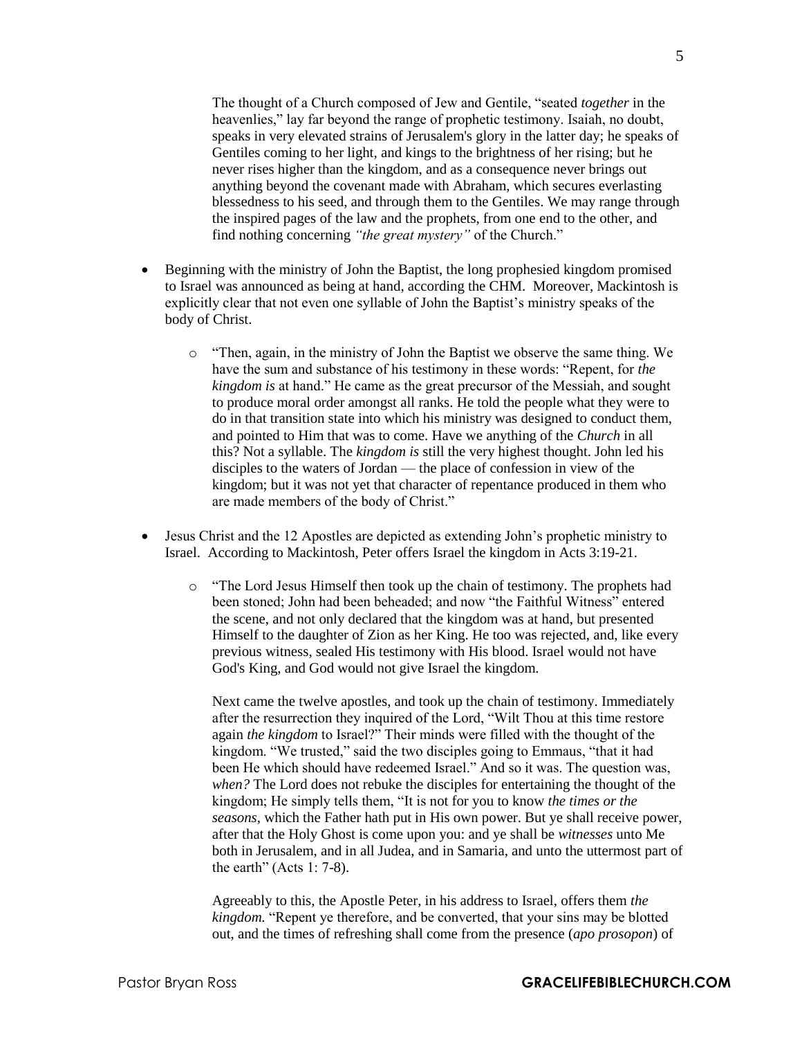The thought of a Church composed of Jew and Gentile, "seated *together* in the heavenlies," lay far beyond the range of prophetic testimony. Isaiah, no doubt, speaks in very elevated strains of Jerusalem's glory in the latter day; he speaks of Gentiles coming to her light, and kings to the brightness of her rising; but he never rises higher than the kingdom, and as a consequence never brings out anything beyond the covenant made with Abraham, which secures everlasting blessedness to his seed, and through them to the Gentiles. We may range through the inspired pages of the law and the prophets, from one end to the other, and find nothing concerning *"the great mystery"* of the Church."

- Beginning with the ministry of John the Baptist, the long prophesied kingdom promised to Israel was announced as being at hand, according the CHM. Moreover, Mackintosh is explicitly clear that not even one syllable of John the Baptist's ministry speaks of the body of Christ.
    - "Then, again, in the ministry of John the Baptist we observe the same thing. We have the sum and substance of his testimony in these words: "Repent, for *the kingdom is* at hand." He came as the great precursor of the Messiah, and sought to produce moral order amongst all ranks. He told the people what they were to do in that transition state into which his ministry was designed to conduct them, and pointed to Him that was to come. Have we anything of the *Church* in all this? Not a syllable. The *kingdom is* still the very highest thought. John led his disciples to the waters of Jordan — the place of confession in view of the kingdom; but it was not yet that character of repentance produced in them who are made members of the body of Christ."
- Jesus Christ and the 12 Apostles are depicted as extending John's prophetic ministry to Israel. According to Mackintosh, Peter offers Israel the kingdom in Acts 3:19-21.
    - "The Lord Jesus Himself then took up the chain of testimony. The prophets had been stoned; John had been beheaded; and now "the Faithful Witness" entered the scene, and not only declared that the kingdom was at hand, but presented Himself to the daughter of Zion as her King. He too was rejected, and, like every previous witness, sealed His testimony with His blood. Israel would not have God's King, and God would not give Israel the kingdom.

      Next came the twelve apostles, and took up the chain of testimony. Immediately after the resurrection they inquired of the Lord, "Wilt Thou at this time restore again *the kingdom* to Israel?" Their minds were filled with the thought of the kingdom. "We trusted," said the two disciples going to Emmaus, "that it had been He which should have redeemed Israel." And so it was. The question was, *when?* The Lord does not rebuke the disciples for entertaining the thought of the kingdom; He simply tells them, "It is not for you to know *the times or the seasons*, which the Father hath put in His own power. But ye shall receive power, after that the Holy Ghost is come upon you: and ye shall be *witnesses* unto Me both in Jerusalem, and in all Judea, and in Samaria, and unto the uttermost part of the earth" (Acts 1: 7-8).

      Agreeably to this, the Apostle Peter, in his address to Israel, offers them *the kingdom*. "Repent ye therefore, and be converted, that your sins may be blotted out, and the times of refreshing shall come from the presence (*apo prosopon*) of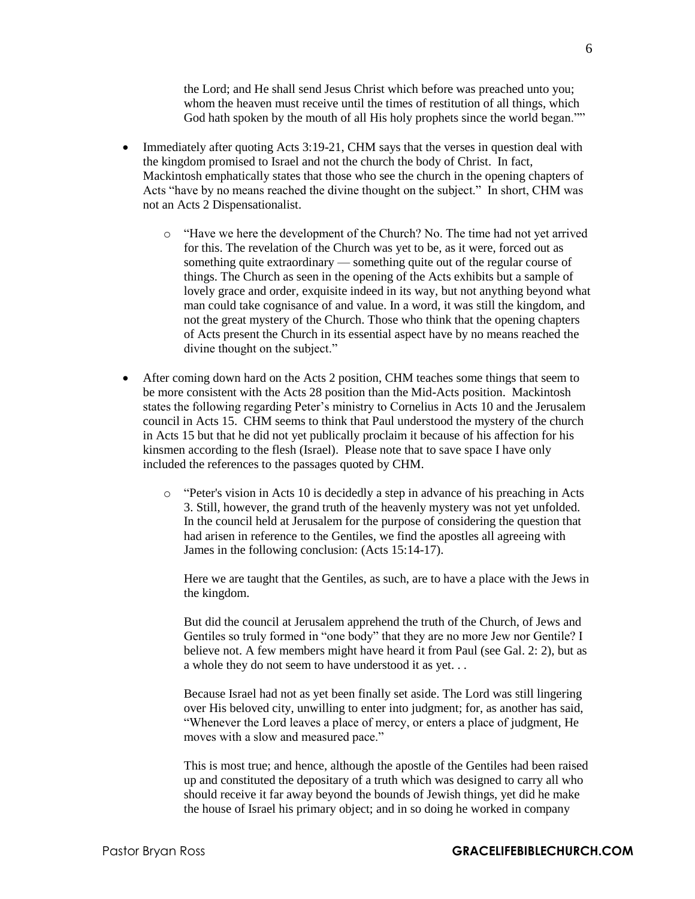the Lord; and He shall send Jesus Christ which before was preached unto you; whom the heaven must receive until the times of restitution of all things, which God hath spoken by the mouth of all His holy prophets since the world began.""

- Immediately after quoting Acts 3:19-21, CHM says that the verses in question deal with the kingdom promised to Israel and not the church the body of Christ. In fact, Mackintosh emphatically states that those who see the church in the opening chapters of Acts "have by no means reached the divine thought on the subject." In short, CHM was not an Acts 2 Dispensationalist.

    - "Have we here the development of the Church? No. The time had not yet arrived for this. The revelation of the Church was yet to be, as it were, forced out as something quite extraordinary — something quite out of the regular course of things. The Church as seen in the opening of the Acts exhibits but a sample of lovely grace and order, exquisite indeed in its way, but not anything beyond what man could take cognisance of and value. In a word, it was still the kingdom, and not the great mystery of the Church. Those who think that the opening chapters of Acts present the Church in its essential aspect have by no means reached the divine thought on the subject."

- After coming down hard on the Acts 2 position, CHM teaches some things that seem to be more consistent with the Acts 28 position than the Mid-Acts position. Mackintosh states the following regarding Peter's ministry to Cornelius in Acts 10 and the Jerusalem council in Acts 15. CHM seems to think that Paul understood the mystery of the church in Acts 15 but that he did not yet publically proclaim it because of his affection for his kinsmen according to the flesh (Israel). Please note that to save space I have only included the references to the passages quoted by CHM.

    - "Peter's vision in Acts 10 is decidedly a step in advance of his preaching in Acts 3. Still, however, the grand truth of the heavenly mystery was not yet unfolded. In the council held at Jerusalem for the purpose of considering the question that had arisen in reference to the Gentiles, we find the apostles all agreeing with James in the following conclusion: (Acts 15:14-17).

      Here we are taught that the Gentiles, as such, are to have a place with the Jews in the kingdom.

      But did the council at Jerusalem apprehend the truth of the Church, of Jews and Gentiles so truly formed in "one body" that they are no more Jew nor Gentile? I believe not. A few members might have heard it from Paul (see Gal. 2: 2), but as a whole they do not seem to have understood it as yet. . .

      Because Israel had not as yet been finally set aside. The Lord was still lingering over His beloved city, unwilling to enter into judgment; for, as another has said, "Whenever the Lord leaves a place of mercy, or enters a place of judgment, He moves with a slow and measured pace."

      This is most true; and hence, although the apostle of the Gentiles had been raised up and constituted the depositary of a truth which was designed to carry all who should receive it far away beyond the bounds of Jewish things, yet did he make the house of Israel his primary object; and in so doing he worked in company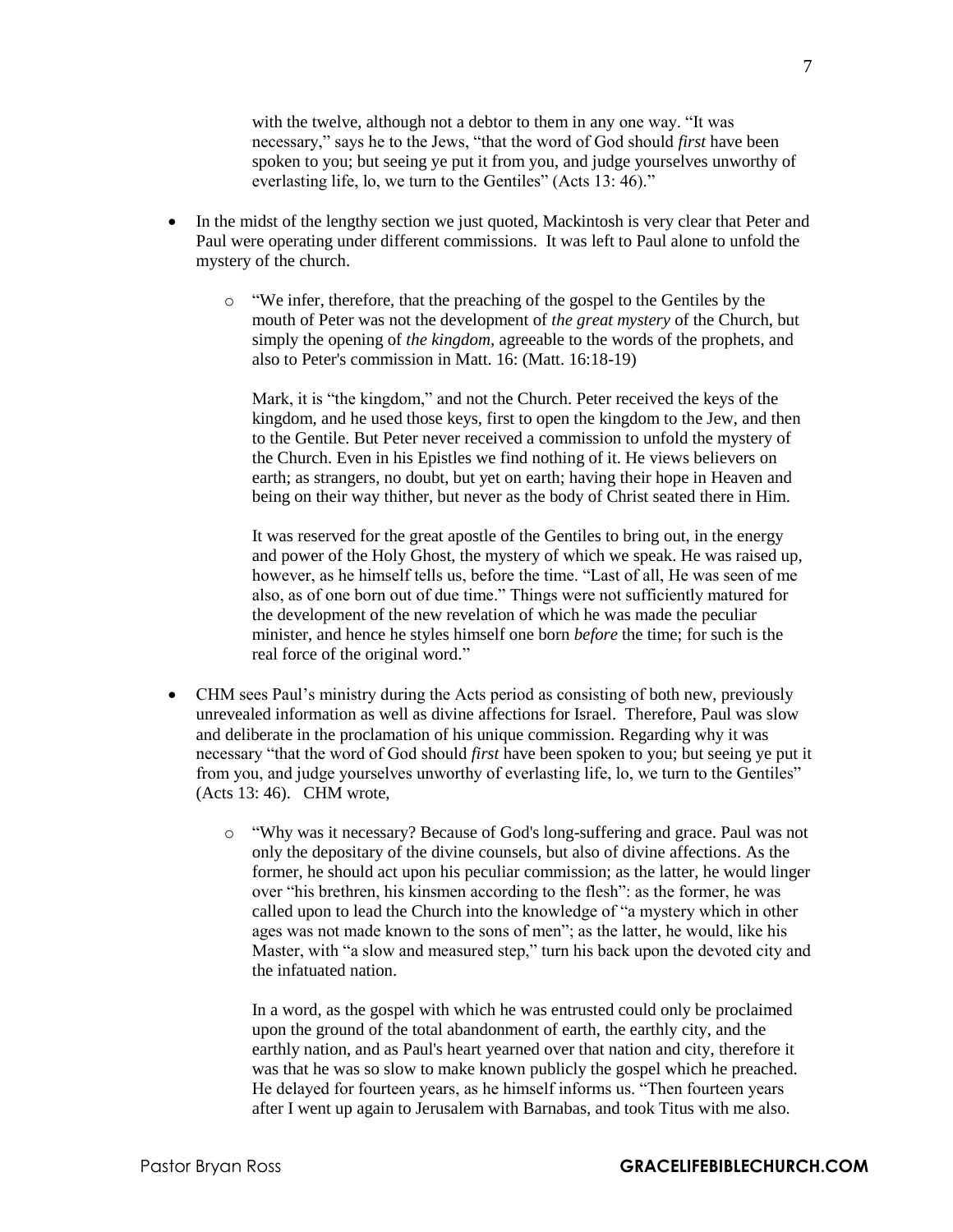with the twelve, although not a debtor to them in any one way. "It was necessary," says he to the Jews, "that the word of God should *first* have been spoken to you; but seeing ye put it from you, and judge yourselves unworthy of everlasting life, lo, we turn to the Gentiles" (Acts 13: 46)."

- In the midst of the lengthy section we just quoted, Mackintosh is very clear that Peter and Paul were operating under different commissions. It was left to Paul alone to unfold the mystery of the church.

    - "We infer, therefore, that the preaching of the gospel to the Gentiles by the mouth of Peter was not the development of *the great mystery* of the Church, but simply the opening of *the kingdom*, agreeable to the words of the prophets, and also to Peter's commission in Matt. 16: (Matt. 16:18-19)

      Mark, it is "the kingdom," and not the Church. Peter received the keys of the kingdom, and he used those keys, first to open the kingdom to the Jew, and then to the Gentile. But Peter never received a commission to unfold the mystery of the Church. Even in his Epistles we find nothing of it. He views believers on earth; as strangers, no doubt, but yet on earth; having their hope in Heaven and being on their way thither, but never as the body of Christ seated there in Him.

      It was reserved for the great apostle of the Gentiles to bring out, in the energy and power of the Holy Ghost, the mystery of which we speak. He was raised up, however, as he himself tells us, before the time. "Last of all, He was seen of me also, as of one born out of due time." Things were not sufficiently matured for the development of the new revelation of which he was made the peculiar minister, and hence he styles himself one born *before* the time; for such is the real force of the original word."

- CHM sees Paul's ministry during the Acts period as consisting of both new, previously unrevealed information as well as divine affections for Israel. Therefore, Paul was slow and deliberate in the proclamation of his unique commission. Regarding why it was necessary "that the word of God should *first* have been spoken to you; but seeing ye put it from you, and judge yourselves unworthy of everlasting life, lo, we turn to the Gentiles" (Acts 13: 46). CHM wrote,

    - "Why was it necessary? Because of God's long-suffering and grace. Paul was not only the depositary of the divine counsels, but also of divine affections. As the former, he should act upon his peculiar commission; as the latter, he would linger over "his brethren, his kinsmen according to the flesh": as the former, he was called upon to lead the Church into the knowledge of "a mystery which in other ages was not made known to the sons of men"; as the latter, he would, like his Master, with "a slow and measured step," turn his back upon the devoted city and the infatuated nation.

      In a word, as the gospel with which he was entrusted could only be proclaimed upon the ground of the total abandonment of earth, the earthly city, and the earthly nation, and as Paul's heart yearned over that nation and city, therefore it was that he was so slow to make known publicly the gospel which he preached. He delayed for fourteen years, as he himself informs us. "Then fourteen years after I went up again to Jerusalem with Barnabas, and took Titus with me also.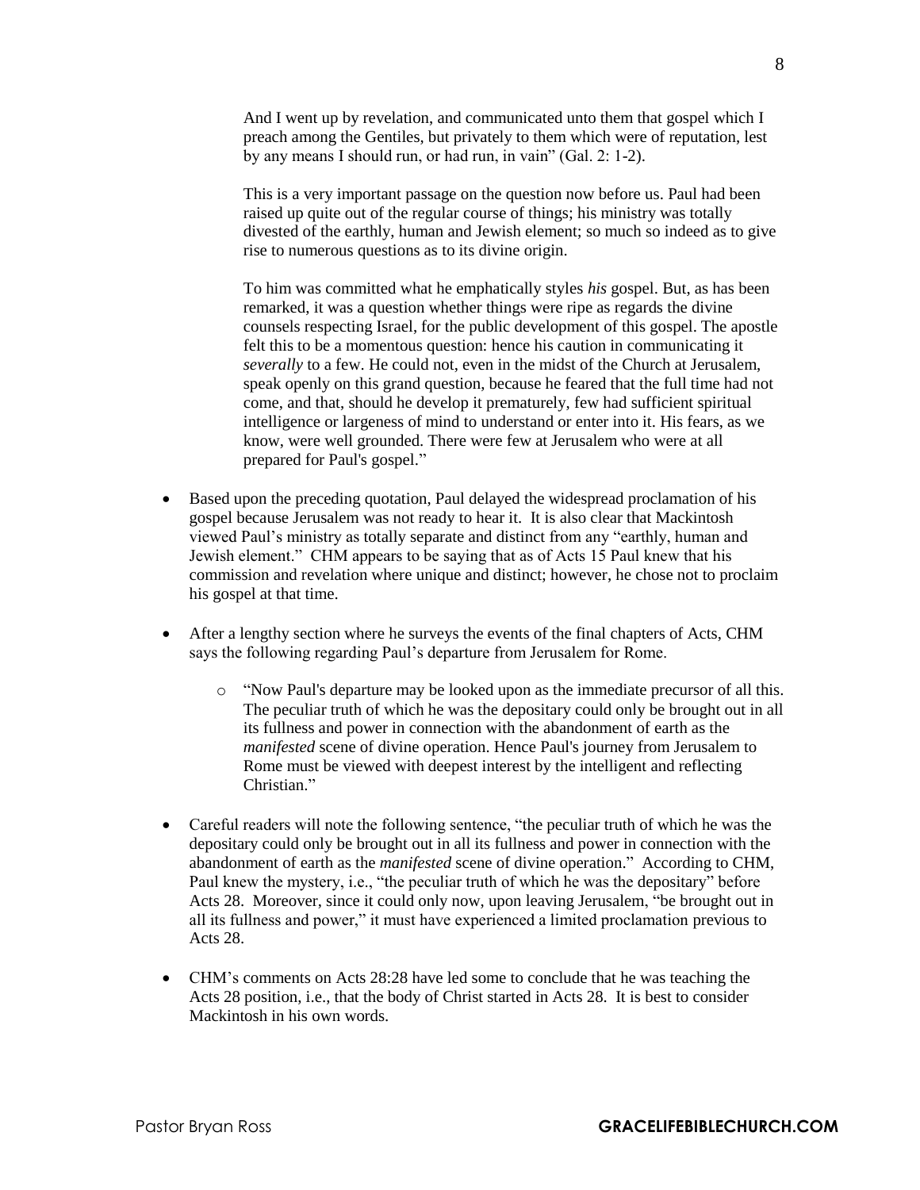> And I went up by revelation, and communicated unto them that gospel which I preach among the Gentiles, but privately to them which were of reputation, lest by any means I should run, or had run, in vain" (Gal. 2: 1-2).
>
> This is a very important passage on the question now before us. Paul had been raised up quite out of the regular course of things; his ministry was totally divested of the earthly, human and Jewish element; so much so indeed as to give rise to numerous questions as to its divine origin.
>
> To him was committed what he emphatically styles *his* gospel. But, as has been remarked, it was a question whether things were ripe as regards the divine counsels respecting Israel, for the public development of this gospel. The apostle felt this to be a momentous question: hence his caution in communicating it *severally* to a few. He could not, even in the midst of the Church at Jerusalem, speak openly on this grand question, because he feared that the full time had not come, and that, should he develop it prematurely, few had sufficient spiritual intelligence or largeness of mind to understand or enter into it. His fears, as we know, were well grounded. There were few at Jerusalem who were at all prepared for Paul's gospel."

- Based upon the preceding quotation, Paul delayed the widespread proclamation of his gospel because Jerusalem was not ready to hear it. It is also clear that Mackintosh viewed Paul's ministry as totally separate and distinct from any "earthly, human and Jewish element." CHM appears to be saying that as of Acts 15 Paul knew that his commission and revelation where unique and distinct; however, he chose not to proclaim his gospel at that time.

- After a lengthy section where he surveys the events of the final chapters of Acts, CHM says the following regarding Paul's departure from Jerusalem for Rome.
    - "Now Paul's departure may be looked upon as the immediate precursor of all this. The peculiar truth of which he was the depositary could only be brought out in all its fullness and power in connection with the abandonment of earth as the *manifested* scene of divine operation. Hence Paul's journey from Jerusalem to Rome must be viewed with deepest interest by the intelligent and reflecting Christian."

- Careful readers will note the following sentence, "the peculiar truth of which he was the depositary could only be brought out in all its fullness and power in connection with the abandonment of earth as the *manifested* scene of divine operation." According to CHM, Paul knew the mystery, i.e., "the peculiar truth of which he was the depositary" before Acts 28. Moreover, since it could only now, upon leaving Jerusalem, "be brought out in all its fullness and power," it must have experienced a limited proclamation previous to Acts 28.

- CHM's comments on Acts 28:28 have led some to conclude that he was teaching the Acts 28 position, i.e., that the body of Christ started in Acts 28. It is best to consider Mackintosh in his own words.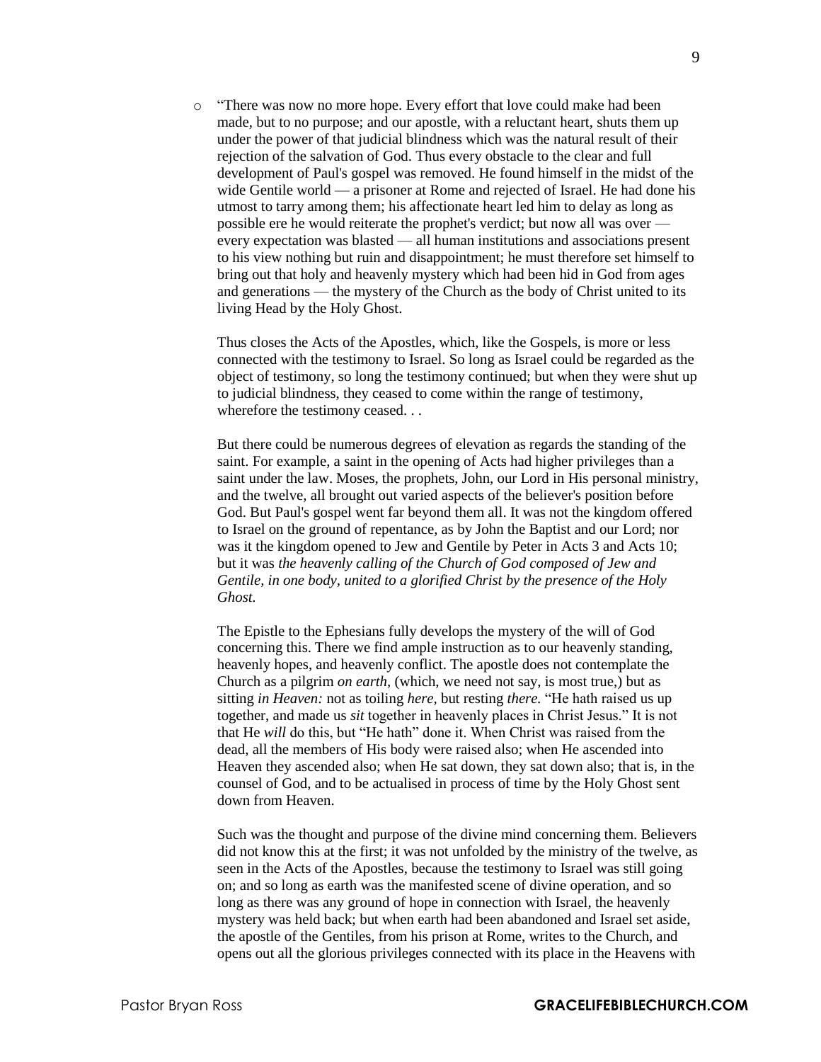- "There was now no more hope. Every effort that love could make had been made, but to no purpose; and our apostle, with a reluctant heart, shuts them up under the power of that judicial blindness which was the natural result of their rejection of the salvation of God. Thus every obstacle to the clear and full development of Paul's gospel was removed. He found himself in the midst of the wide Gentile world — a prisoner at Rome and rejected of Israel. He had done his utmost to tarry among them; his affectionate heart led him to delay as long as possible ere he would reiterate the prophet's verdict; but now all was over — every expectation was blasted — all human institutions and associations present to his view nothing but ruin and disappointment; he must therefore set himself to bring out that holy and heavenly mystery which had been hid in God from ages and generations — the mystery of the Church as the body of Christ united to its living Head by the Holy Ghost.

  Thus closes the Acts of the Apostles, which, like the Gospels, is more or less connected with the testimony to Israel. So long as Israel could be regarded as the object of testimony, so long the testimony continued; but when they were shut up to judicial blindness, they ceased to come within the range of testimony, wherefore the testimony ceased. . .

  But there could be numerous degrees of elevation as regards the standing of the saint. For example, a saint in the opening of Acts had higher privileges than a saint under the law. Moses, the prophets, John, our Lord in His personal ministry, and the twelve, all brought out varied aspects of the believer's position before God. But Paul's gospel went far beyond them all. It was not the kingdom offered to Israel on the ground of repentance, as by John the Baptist and our Lord; nor was it the kingdom opened to Jew and Gentile by Peter in Acts 3 and Acts 10; but it was *the heavenly calling of the Church of God composed of Jew and Gentile, in one body, united to a glorified Christ by the presence of the Holy Ghost.*

  The Epistle to the Ephesians fully develops the mystery of the will of God concerning this. There we find ample instruction as to our heavenly standing, heavenly hopes, and heavenly conflict. The apostle does not contemplate the Church as a pilgrim *on earth,* (which, we need not say, is most true,) but as sitting *in Heaven:* not as toiling *here,* but resting *there.* "He hath raised us up together, and made us *sit* together in heavenly places in Christ Jesus." It is not that He *will* do this, but "He hath" done it. When Christ was raised from the dead, all the members of His body were raised also; when He ascended into Heaven they ascended also; when He sat down, they sat down also; that is, in the counsel of God, and to be actualised in process of time by the Holy Ghost sent down from Heaven.

  Such was the thought and purpose of the divine mind concerning them. Believers did not know this at the first; it was not unfolded by the ministry of the twelve, as seen in the Acts of the Apostles, because the testimony to Israel was still going on; and so long as earth was the manifested scene of divine operation, and so long as there was any ground of hope in connection with Israel, the heavenly mystery was held back; but when earth had been abandoned and Israel set aside, the apostle of the Gentiles, from his prison at Rome, writes to the Church, and opens out all the glorious privileges connected with its place in the Heavens with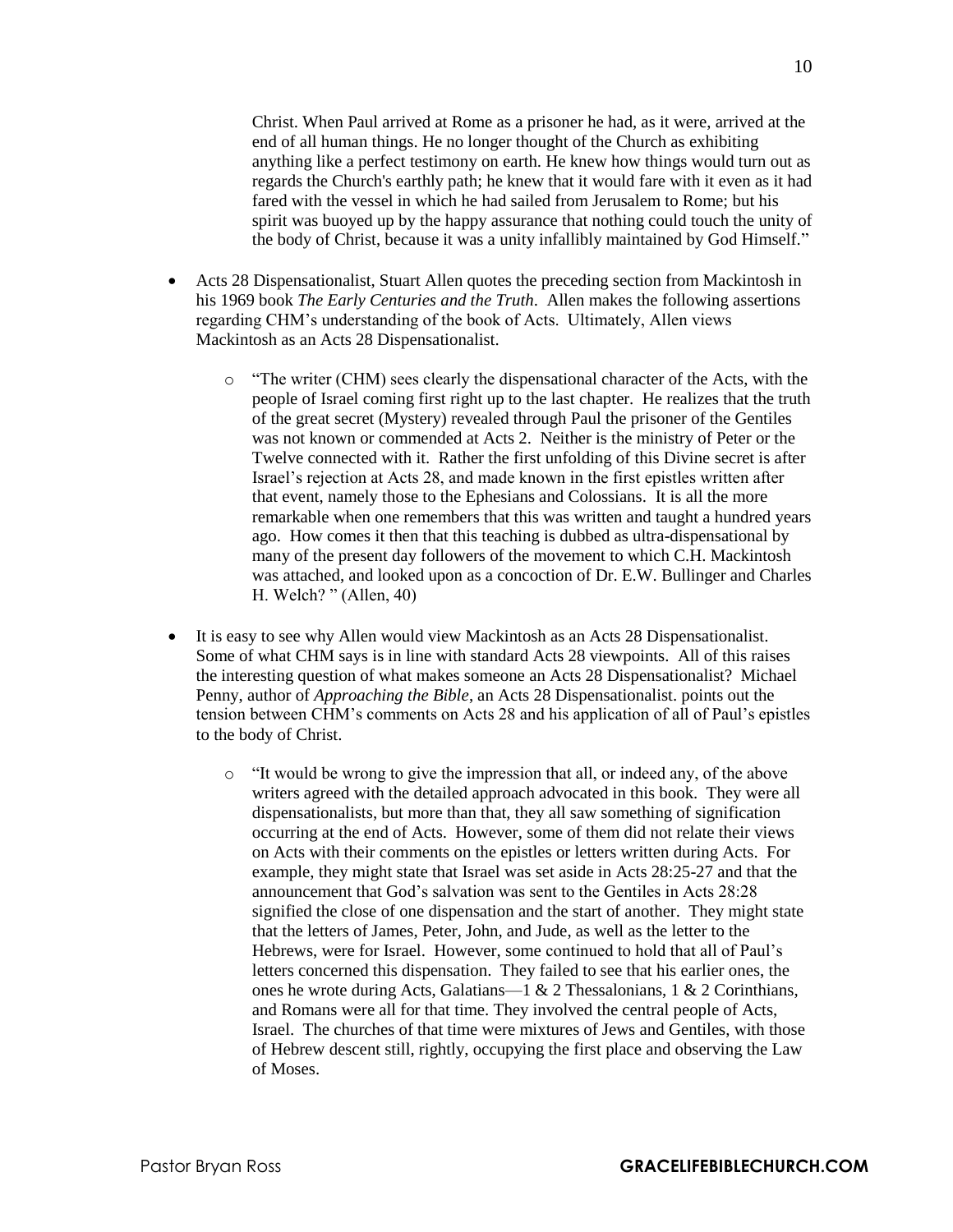Christ. When Paul arrived at Rome as a prisoner he had, as it were, arrived at the end of all human things. He no longer thought of the Church as exhibiting anything like a perfect testimony on earth. He knew how things would turn out as regards the Church's earthly path; he knew that it would fare with it even as it had fared with the vessel in which he had sailed from Jerusalem to Rome; but his spirit was buoyed up by the happy assurance that nothing could touch the unity of the body of Christ, because it was a unity infallibly maintained by God Himself."

- Acts 28 Dispensationalist, Stuart Allen quotes the preceding section from Mackintosh in his 1969 book *The Early Centuries and the Truth*. Allen makes the following assertions regarding CHM's understanding of the book of Acts. Ultimately, Allen views Mackintosh as an Acts 28 Dispensationalist.

    - "The writer (CHM) sees clearly the dispensational character of the Acts, with the people of Israel coming first right up to the last chapter. He realizes that the truth of the great secret (Mystery) revealed through Paul the prisoner of the Gentiles was not known or commended at Acts 2. Neither is the ministry of Peter or the Twelve connected with it. Rather the first unfolding of this Divine secret is after Israel's rejection at Acts 28, and made known in the first epistles written after that event, namely those to the Ephesians and Colossians. It is all the more remarkable when one remembers that this was written and taught a hundred years ago. How comes it then that this teaching is dubbed as ultra-dispensational by many of the present day followers of the movement to which C.H. Mackintosh was attached, and looked upon as a concoction of Dr. E.W. Bullinger and Charles H. Welch? " (Allen, 40)

- It is easy to see why Allen would view Mackintosh as an Acts 28 Dispensationalist. Some of what CHM says is in line with standard Acts 28 viewpoints. All of this raises the interesting question of what makes someone an Acts 28 Dispensationalist? Michael Penny, author of *Approaching the Bible*, an Acts 28 Dispensationalist. points out the tension between CHM's comments on Acts 28 and his application of all of Paul's epistles to the body of Christ.

    - "It would be wrong to give the impression that all, or indeed any, of the above writers agreed with the detailed approach advocated in this book. They were all dispensationalists, but more than that, they all saw something of signification occurring at the end of Acts. However, some of them did not relate their views on Acts with their comments on the epistles or letters written during Acts. For example, they might state that Israel was set aside in Acts 28:25-27 and that the announcement that God's salvation was sent to the Gentiles in Acts 28:28 signified the close of one dispensation and the start of another. They might state that the letters of James, Peter, John, and Jude, as well as the letter to the Hebrews, were for Israel. However, some continued to hold that all of Paul's letters concerned this dispensation. They failed to see that his earlier ones, the ones he wrote during Acts, Galatians—1 & 2 Thessalonians, 1 & 2 Corinthians, and Romans were all for that time. They involved the central people of Acts, Israel. The churches of that time were mixtures of Jews and Gentiles, with those of Hebrew descent still, rightly, occupying the first place and observing the Law of Moses.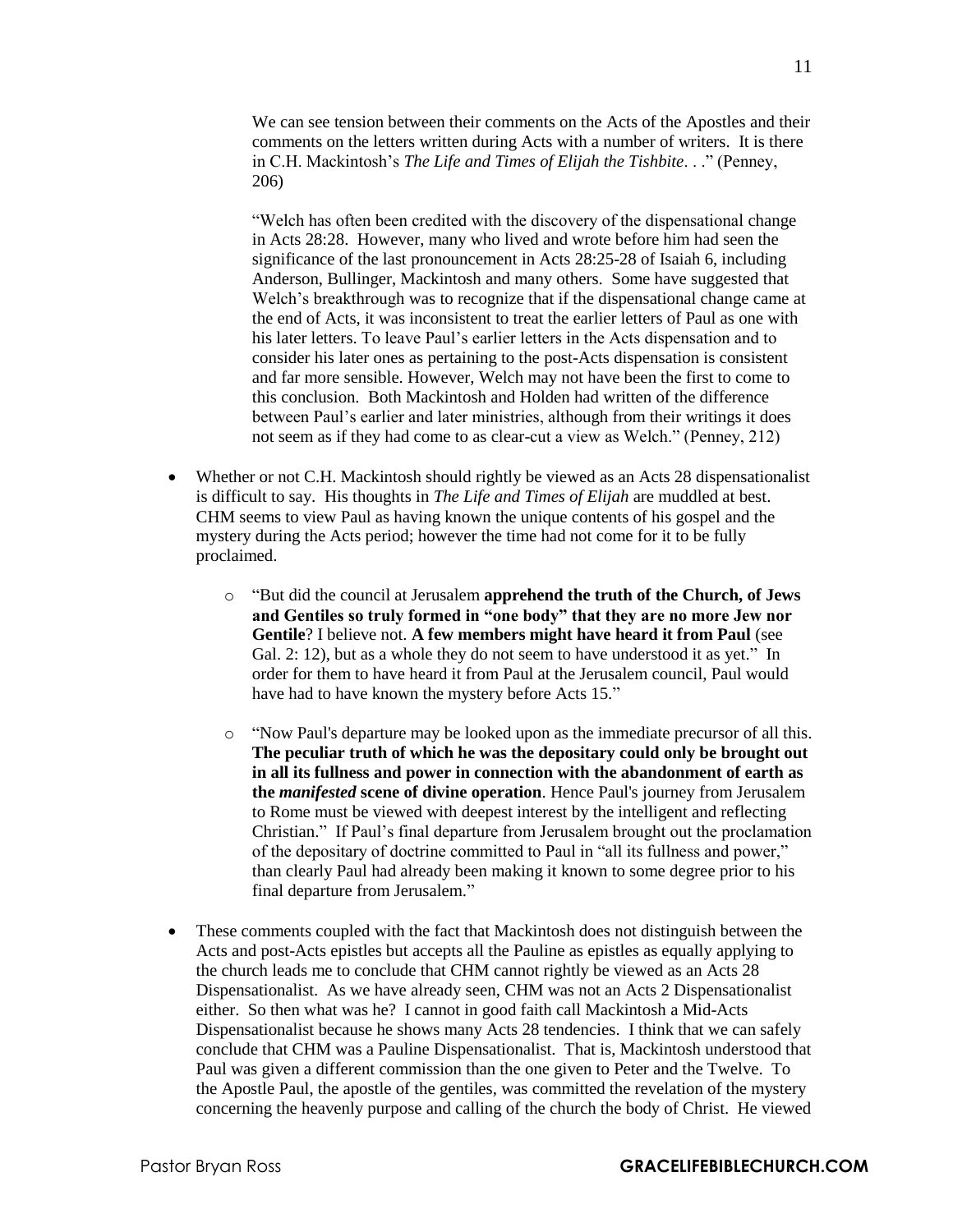> We can see tension between their comments on the Acts of the Apostles and their comments on the letters written during Acts with a number of writers. It is there in C.H. Mackintosh's *The Life and Times of Elijah the Tishbite*. . ." (Penney, 206)
>
> "Welch has often been credited with the discovery of the dispensational change in Acts 28:28. However, many who lived and wrote before him had seen the significance of the last pronouncement in Acts 28:25-28 of Isaiah 6, including Anderson, Bullinger, Mackintosh and many others. Some have suggested that Welch's breakthrough was to recognize that if the dispensational change came at the end of Acts, it was inconsistent to treat the earlier letters of Paul as one with his later letters. To leave Paul's earlier letters in the Acts dispensation and to consider his later ones as pertaining to the post-Acts dispensation is consistent and far more sensible. However, Welch may not have been the first to come to this conclusion. Both Mackintosh and Holden had written of the difference between Paul's earlier and later ministries, although from their writings it does not seem as if they had come to as clear-cut a view as Welch." (Penney, 212)

- Whether or not C.H. Mackintosh should rightly be viewed as an Acts 28 dispensationalist is difficult to say. His thoughts in *The Life and Times of Elijah* are muddled at best. CHM seems to view Paul as having known the unique contents of his gospel and the mystery during the Acts period; however the time had not come for it to be fully proclaimed.
  - "But did the council at Jerusalem **apprehend the truth of the Church, of Jews and Gentiles so truly formed in "one body" that they are no more Jew nor Gentile**? I believe not. **A few members might have heard it from Paul** (see Gal. 2: 12), but as a whole they do not seem to have understood it as yet." In order for them to have heard it from Paul at the Jerusalem council, Paul would have had to have known the mystery before Acts 15."
  - "Now Paul's departure may be looked upon as the immediate precursor of all this. **The peculiar truth of which he was the depositary could only be brought out in all its fullness and power in connection with the abandonment of earth as the *manifested* scene of divine operation**. Hence Paul's journey from Jerusalem to Rome must be viewed with deepest interest by the intelligent and reflecting Christian." If Paul's final departure from Jerusalem brought out the proclamation of the depositary of doctrine committed to Paul in "all its fullness and power," than clearly Paul had already been making it known to some degree prior to his final departure from Jerusalem."
- These comments coupled with the fact that Mackintosh does not distinguish between the Acts and post-Acts epistles but accepts all the Pauline as epistles as equally applying to the church leads me to conclude that CHM cannot rightly be viewed as an Acts 28 Dispensationalist. As we have already seen, CHM was not an Acts 2 Dispensationalist either. So then what was he? I cannot in good faith call Mackintosh a Mid-Acts Dispensationalist because he shows many Acts 28 tendencies. I think that we can safely conclude that CHM was a Pauline Dispensationalist. That is, Mackintosh understood that Paul was given a different commission than the one given to Peter and the Twelve. To the Apostle Paul, the apostle of the gentiles, was committed the revelation of the mystery concerning the heavenly purpose and calling of the church the body of Christ. He viewed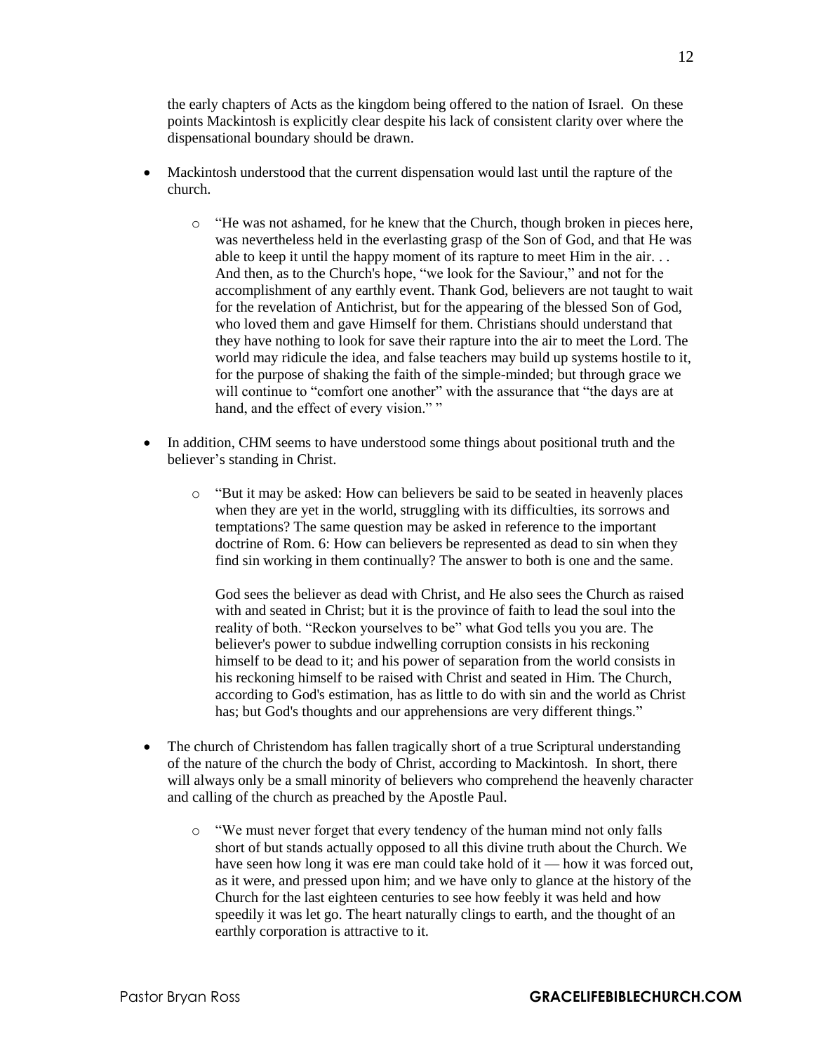the early chapters of Acts as the kingdom being offered to the nation of Israel. On these points Mackintosh is explicitly clear despite his lack of consistent clarity over where the dispensational boundary should be drawn.

- Mackintosh understood that the current dispensation would last until the rapture of the church.
    - "He was not ashamed, for he knew that the Church, though broken in pieces here, was nevertheless held in the everlasting grasp of the Son of God, and that He was able to keep it until the happy moment of its rapture to meet Him in the air. . . And then, as to the Church's hope, "we look for the Saviour," and not for the accomplishment of any earthly event. Thank God, believers are not taught to wait for the revelation of Antichrist, but for the appearing of the blessed Son of God, who loved them and gave Himself for them. Christians should understand that they have nothing to look for save their rapture into the air to meet the Lord. The world may ridicule the idea, and false teachers may build up systems hostile to it, for the purpose of shaking the faith of the simple-minded; but through grace we will continue to "comfort one another" with the assurance that "the days are at hand, and the effect of every vision." "

- In addition, CHM seems to have understood some things about positional truth and the believer's standing in Christ.
    - "But it may be asked: How can believers be said to be seated in heavenly places when they are yet in the world, struggling with its difficulties, its sorrows and temptations? The same question may be asked in reference to the important doctrine of Rom. 6: How can believers be represented as dead to sin when they find sin working in them continually? The answer to both is one and the same.

      God sees the believer as dead with Christ, and He also sees the Church as raised with and seated in Christ; but it is the province of faith to lead the soul into the reality of both. "Reckon yourselves to be" what God tells you you are. The believer's power to subdue indwelling corruption consists in his reckoning himself to be dead to it; and his power of separation from the world consists in his reckoning himself to be raised with Christ and seated in Him. The Church, according to God's estimation, has as little to do with sin and the world as Christ has; but God's thoughts and our apprehensions are very different things."

- The church of Christendom has fallen tragically short of a true Scriptural understanding of the nature of the church the body of Christ, according to Mackintosh. In short, there will always only be a small minority of believers who comprehend the heavenly character and calling of the church as preached by the Apostle Paul.
    - "We must never forget that every tendency of the human mind not only falls short of but stands actually opposed to all this divine truth about the Church. We have seen how long it was ere man could take hold of it — how it was forced out, as it were, and pressed upon him; and we have only to glance at the history of the Church for the last eighteen centuries to see how feebly it was held and how speedily it was let go. The heart naturally clings to earth, and the thought of an earthly corporation is attractive to it.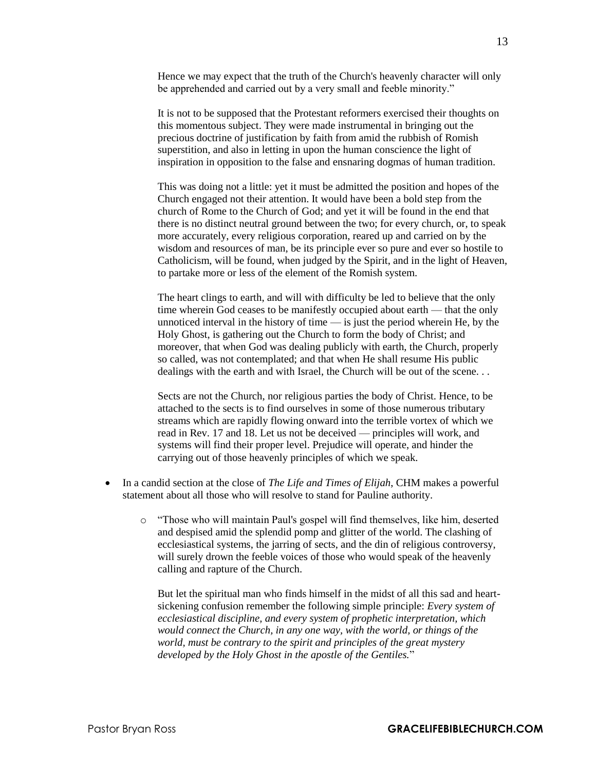> Hence we may expect that the truth of the Church's heavenly character will only be apprehended and carried out by a very small and feeble minority."
>
> It is not to be supposed that the Protestant reformers exercised their thoughts on this momentous subject. They were made instrumental in bringing out the precious doctrine of justification by faith from amid the rubbish of Romish superstition, and also in letting in upon the human conscience the light of inspiration in opposition to the false and ensnaring dogmas of human tradition.
>
> This was doing not a little: yet it must be admitted the position and hopes of the Church engaged not their attention. It would have been a bold step from the church of Rome to the Church of God; and yet it will be found in the end that there is no distinct neutral ground between the two; for every church, or, to speak more accurately, every religious corporation, reared up and carried on by the wisdom and resources of man, be its principle ever so pure and ever so hostile to Catholicism, will be found, when judged by the Spirit, and in the light of Heaven, to partake more or less of the element of the Romish system.
>
> The heart clings to earth, and will with difficulty be led to believe that the only time wherein God ceases to be manifestly occupied about earth — that the only unnoticed interval in the history of time — is just the period wherein He, by the Holy Ghost, is gathering out the Church to form the body of Christ; and moreover, that when God was dealing publicly with earth, the Church, properly so called, was not contemplated; and that when He shall resume His public dealings with the earth and with Israel, the Church will be out of the scene. . .
>
> Sects are not the Church, nor religious parties the body of Christ. Hence, to be attached to the sects is to find ourselves in some of those numerous tributary streams which are rapidly flowing onward into the terrible vortex of which we read in Rev. 17 and 18. Let us not be deceived — principles will work, and systems will find their proper level. Prejudice will operate, and hinder the carrying out of those heavenly principles of which we speak.

- In a candid section at the close of *The Life and Times of Elijah*, CHM makes a powerful statement about all those who will resolve to stand for Pauline authority.
  - "Those who will maintain Paul's gospel will find themselves, like him, deserted and despised amid the splendid pomp and glitter of the world. The clashing of ecclesiastical systems, the jarring of sects, and the din of religious controversy, will surely drown the feeble voices of those who would speak of the heavenly calling and rapture of the Church.

    But let the spiritual man who finds himself in the midst of all this sad and heart-sickening confusion remember the following simple principle: *Every system of ecclesiastical discipline, and every system of prophetic interpretation, which would connect the Church, in any one way, with the world, or things of the world, must be contrary to the spirit and principles of the great mystery developed by the Holy Ghost in the apostle of the Gentiles.*"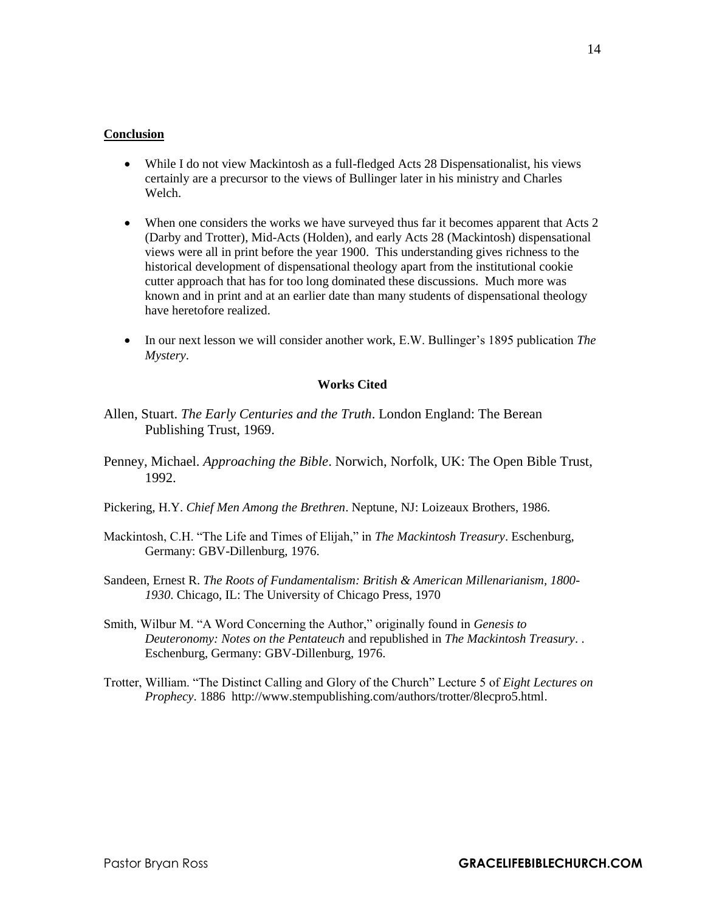**Conclusion**

- While I do not view Mackintosh as a full-fledged Acts 28 Dispensationalist, his views certainly are a precursor to the views of Bullinger later in his ministry and Charles Welch.

- When one considers the works we have surveyed thus far it becomes apparent that Acts 2 (Darby and Trotter), Mid-Acts (Holden), and early Acts 28 (Mackintosh) dispensational views were all in print before the year 1900. This understanding gives richness to the historical development of dispensational theology apart from the institutional cookie cutter approach that has for too long dominated these discussions. Much more was known and in print and at an earlier date than many students of dispensational theology have heretofore realized.

- In our next lesson we will consider another work, E.W. Bullinger's 1895 publication *The Mystery*.

**Works Cited**

Allen, Stuart. *The Early Centuries and the Truth*. London England: The Berean Publishing Trust, 1969.

Penney, Michael. *Approaching the Bible*. Norwich, Norfolk, UK: The Open Bible Trust, 1992.

Pickering, H.Y. *Chief Men Among the Brethren*. Neptune, NJ: Loizeaux Brothers, 1986.

Mackintosh, C.H. "The Life and Times of Elijah," in *The Mackintosh Treasury*. Eschenburg, Germany: GBV-Dillenburg, 1976.

Sandeen, Ernest R. *The Roots of Fundamentalism: British & American Millenarianism, 1800-1930*. Chicago, IL: The University of Chicago Press, 1970

Smith, Wilbur M. "A Word Concerning the Author," originally found in *Genesis to Deuteronomy: Notes on the Pentateuch* and republished in *The Mackintosh Treasury*. . Eschenburg, Germany: GBV-Dillenburg, 1976.

Trotter, William. "The Distinct Calling and Glory of the Church" Lecture 5 of *Eight Lectures on Prophecy*. 1886 http://www.stempublishing.com/authors/trotter/8lecpro5.html.